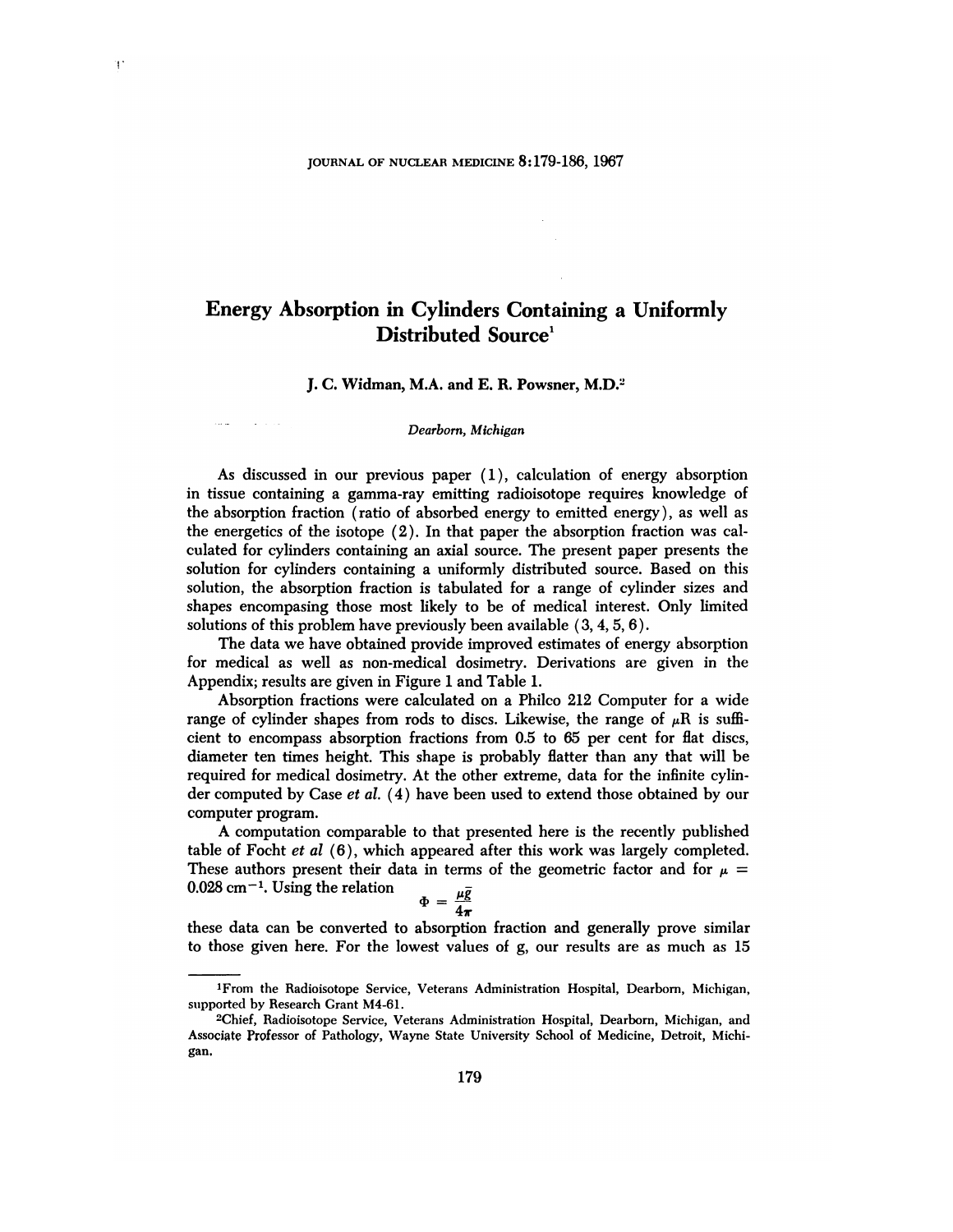# Energy Absorption in Cylinders Containing a Uniformly Distributed Source[1]

**J. C. Widman, M.A. and E. R. Powsner, M.D.**[2]

*Dearborn, Michigan*

As discussed in our previous paper (1), calculation of energy absorption in tissue containing a gamma-ray emitting radioisotope requires knowledge of the absorption fraction (ratio of absorbed energy to emitted energy), as well as the energetics of the isotope (2). In that paper the absorption fraction was calculated for cylinders containing an axial source. The present paper presents the solution for cylinders containing a uniformly distributed source. Based on this solution, the absorption fraction is tabulated for a range of cylinder sizes and shapes encompasing those most likely to be of medical interest. Only limited solutions of this problem have previously been available (3, 4, 5, 6).

The data we have obtained provide improved estimates of energy absorption for medical as well as non-medical dosimetry. Derivations are given in the Appendix; results are given in Figure 1 and Table 1.

Absorption fractions were calculated on a Philco 212 Computer for a wide range of cylinder shapes from rods to discs. Likewise, the range of $\mu R$ is sufficient to encompass absorption fractions from 0.5 to 65 per cent for flat discs, diameter ten times height. This shape is probably flatter than any that will be required for medical dosimetry. At the other extreme, data for the infinite cylinder computed by Case *et al.* (4) have been used to extend those obtained by our computer program.

A computation comparable to that presented here is the recently published table of Focht *et al* (6), which appeared after this work was largely completed. These authors present their data in terms of the geometric factor and for $\mu = 0.028\ \text{cm}^{-1}$. Using the relation

$$\Phi = \frac{\mu \bar{g}}{4\pi}$$

these data can be converted to absorption fraction and generally prove similar to those given here. For the lowest values of g, our results are as much as 15

---

[1] From the Radioisotope Service, Veterans Administration Hospital, Dearborn, Michigan, supported by Research Grant M4-61.

[2] Chief, Radioisotope Service, Veterans Administration Hospital, Dearborn, Michigan, and Associate Professor of Pathology, Wayne State University School of Medicine, Detroit, Michigan.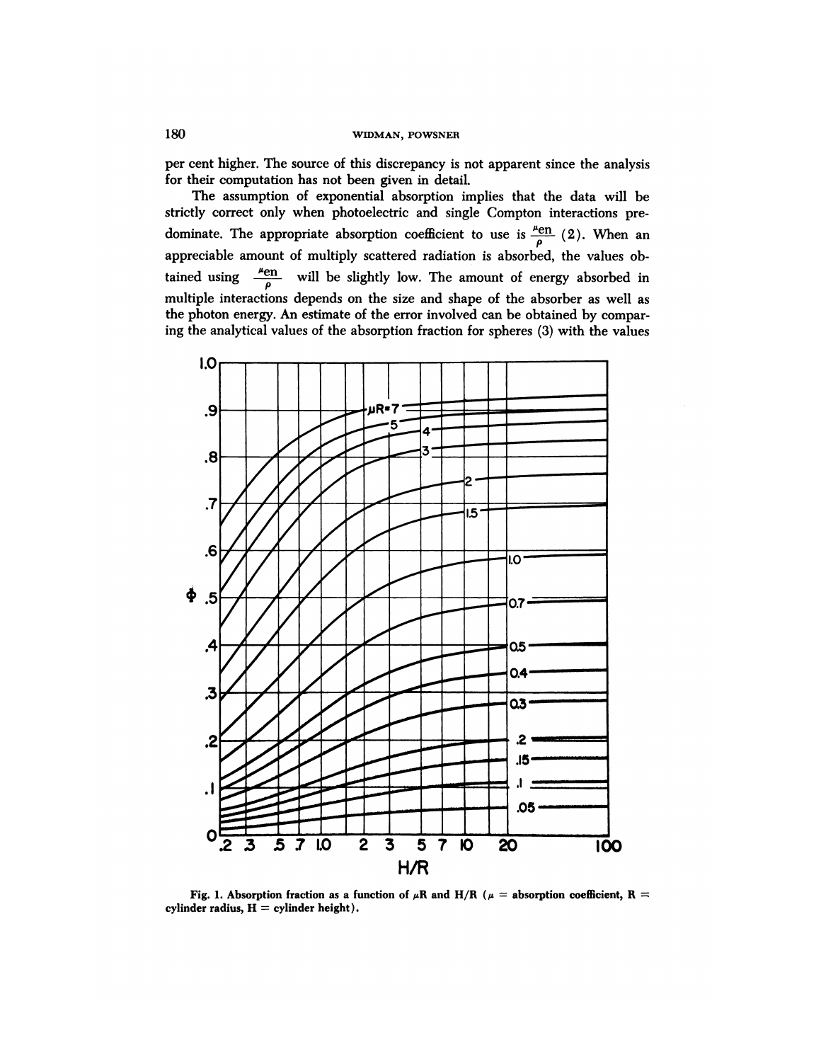per cent higher. The source of this discrepancy is not apparent since the analysis for their computation has not been given in detail.

The assumption of exponential absorption implies that the data will be strictly correct only when photoelectric and single Compton interactions predominate. The appropriate absorption coefficient to use is $\frac{\mu_{en}}{\rho}$ (2). When an appreciable amount of multiply scattered radiation is absorbed, the values obtained using $\frac{\mu_{en}}{\rho}$ will be slightly low. The amount of energy absorbed in multiple interactions depends on the size and shape of the absorber as well as the photon energy. An estimate of the error involved can be obtained by comparing the analytical values of the absorption fraction for spheres (3) with the values

Fig. 1. Absorption fraction as a function of $\mu R$ and H/R ($\mu$ = absorption coefficient, R = cylinder radius, H = cylinder height).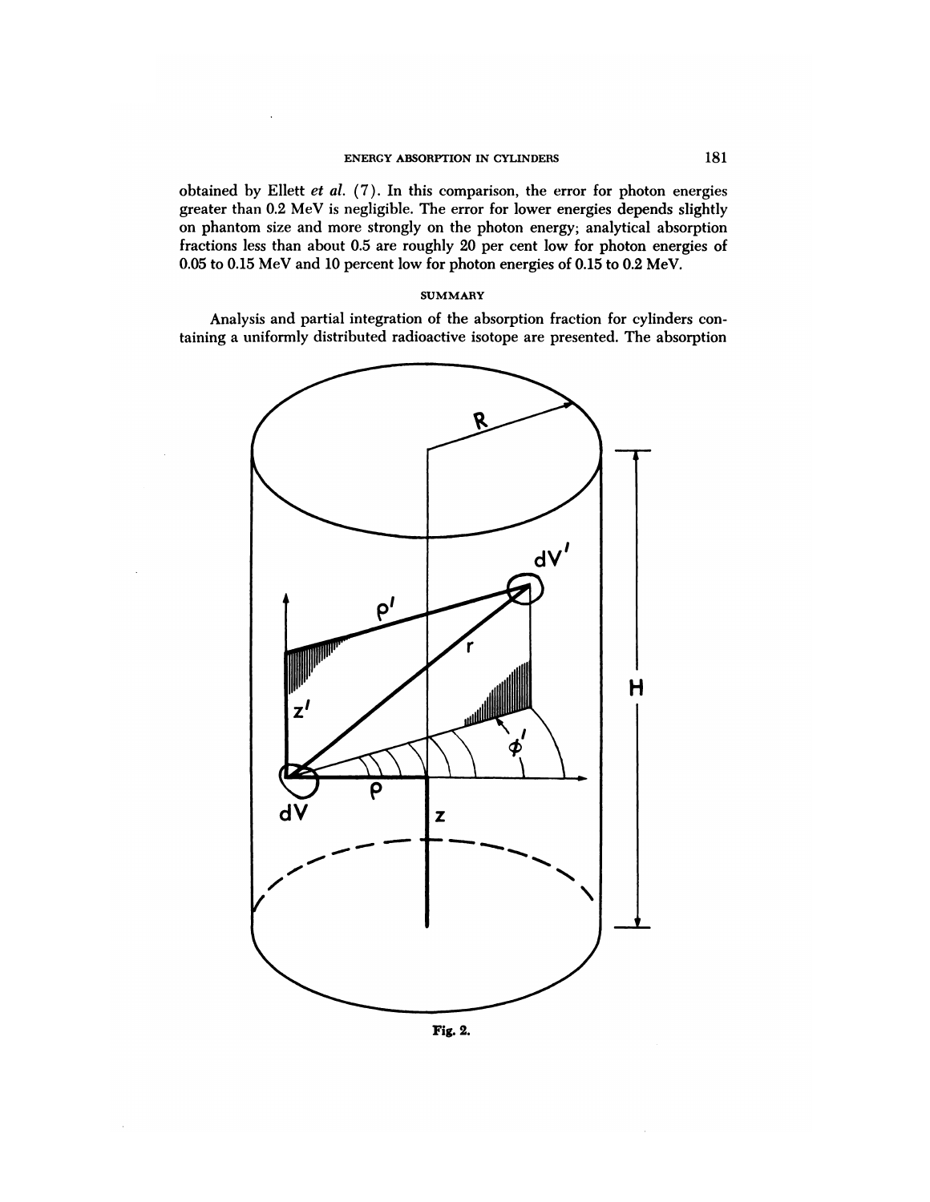obtained by Ellett *et al.* (7). In this comparison, the error for photon energies greater than 0.2 MeV is negligible. The error for lower energies depends slightly on phantom size and more strongly on the photon energy; analytical absorption fractions less than about 0.5 are roughly 20 per cent low for photon energies of 0.05 to 0.15 MeV and 10 percent low for photon energies of 0.15 to 0.2 MeV.

## SUMMARY

Analysis and partial integration of the absorption fraction for cylinders containing a uniformly distributed radioactive isotope are presented. The absorption

**Fig. 2.**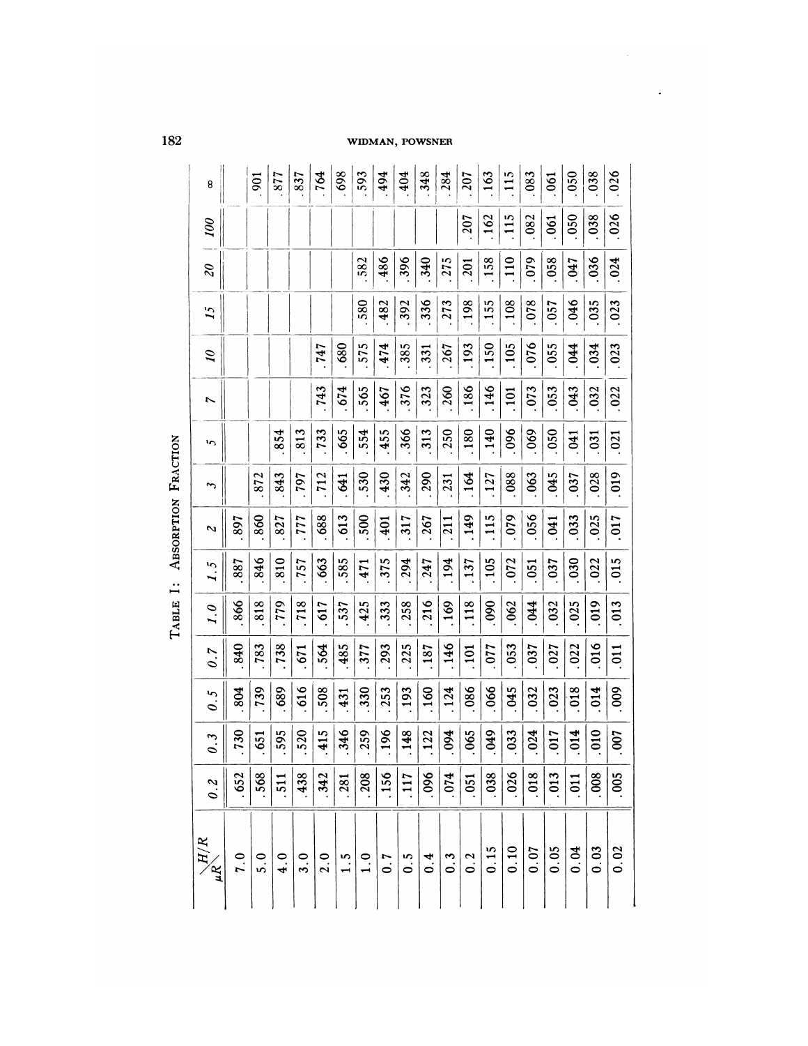## Table I: Absorption Fraction

| $\mu R$ \ $H/R$ | 0.2 | 0.3 | 0.5 | 0.7 | 1.0 | 1.5 | 2 | 3 | 5 | 7 | 10 | 15 | 20 | 100 | ∞ |
|---|---|---|---|---|---|---|---|---|---|---|---|---|---|---|---|
| 7.0 | .652 | .730 | .804 | .840 | .866 | .887 | .897 | | | | | | | | |
| 5.0 | .568 | .651 | .739 | .783 | .818 | .846 | .860 | .872 | | | | | | | .901 |
| 4.0 | .511 | .595 | .689 | .738 | .779 | .810 | .827 | .843 | .854 | | | | | | .877 |
| 3.0 | .438 | .520 | .616 | .671 | .718 | .757 | .777 | .797 | .813 | | | | | | .837 |
| 2.0 | .342 | .415 | .508 | .564 | .617 | .663 | .688 | .712 | .733 | .743 | .747 | | | | .764 |
| 1.5 | .281 | .346 | .431 | .485 | .537 | .585 | .613 | .641 | .665 | .674 | .680 | | | | .698 |
| 1.0 | .208 | .259 | .330 | .377 | .425 | .471 | .500 | .530 | .554 | .565 | .575 | .580 | .582 | | .593 |
| 0.7 | .156 | .196 | .253 | .293 | .333 | .375 | .401 | .430 | .455 | .467 | .474 | .482 | .486 | | .494 |
| 0.5 | .117 | .148 | .193 | .225 | .258 | .294 | .317 | .342 | .366 | .376 | .385 | .392 | .396 | | .404 |
| 0.4 | .096 | .122 | .160 | .187 | .216 | .247 | .267 | .290 | .313 | .323 | .331 | .336 | .340 | | .348 |
| 0.3 | .074 | .094 | .124 | .146 | .169 | .194 | .211 | .231 | .250 | .260 | .267 | .273 | .275 | | .284 |
| 0.2 | .051 | .065 | .086 | .101 | .118 | .137 | .149 | .164 | .180 | .186 | .193 | .198 | .201 | .207 | .207 |
| 0.15 | .038 | .049 | .066 | .077 | .090 | .105 | .115 | .127 | .140 | .146 | .150 | .155 | .158 | .162 | .163 |
| 0.10 | .026 | .033 | .045 | .053 | .062 | .072 | .079 | .088 | .096 | .101 | .105 | .108 | .110 | .115 | .115 |
| 0.07 | .018 | .024 | .032 | .037 | .044 | .051 | .056 | .063 | .069 | .073 | .076 | .078 | .079 | .082 | .083 |
| 0.05 | .013 | .017 | .023 | .027 | .032 | .037 | .041 | .045 | .050 | .053 | .055 | .057 | .058 | .061 | .061 |
| 0.04 | .011 | .014 | .018 | .022 | .025 | .030 | .033 | .037 | .041 | .043 | .044 | .046 | .047 | .050 | .050 |
| 0.03 | .008 | .010 | .014 | .016 | .019 | .022 | .025 | .028 | .031 | .032 | .034 | .035 | .036 | .038 | .038 |
| 0.02 | .005 | .007 | .009 | .011 | .013 | .015 | .017 | .019 | .021 | .022 | .023 | .023 | .024 | .026 | .026 |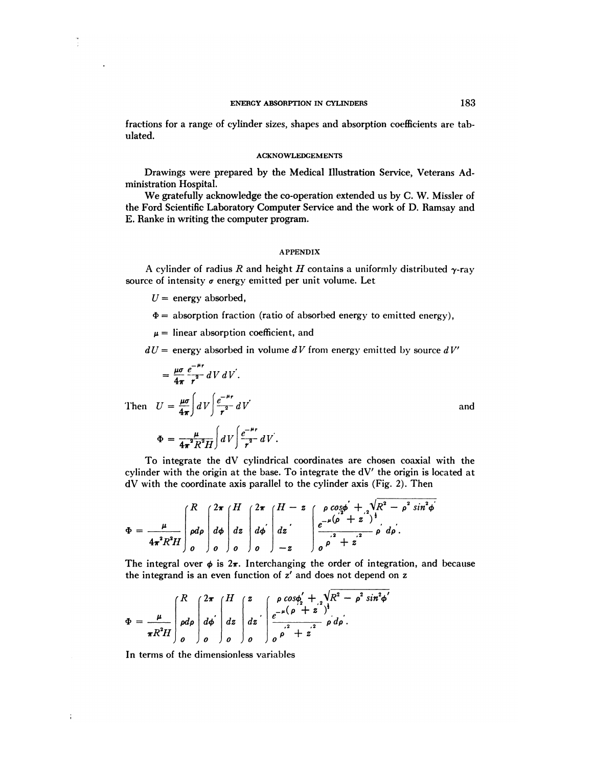fractions for a range of cylinder sizes, shapes and absorption coefficients are tabulated.

### ACKNOWLEDGEMENTS

Drawings were prepared by the Medical Illustration Service, Veterans Administration Hospital.

We gratefully acknowledge the co-operation extended us by C. W. Missler of the Ford Scientific Laboratory Computer Service and the work of D. Ramsay and E. Ranke in writing the computer program.

### APPENDIX

A cylinder of radius $R$ and height $H$ contains a uniformly distributed $\gamma$-ray source of intensity $\sigma$ energy emitted per unit volume. Let

$U =$ energy absorbed,

$\Phi =$ absorption fraction (ratio of absorbed energy to emitted energy),

$\mu =$ linear absorption coefficient, and

$dU =$ energy absorbed in volume $dV$ from energy emitted by source $dV'$

$$= \frac{\mu\sigma}{4\pi} \frac{e^{-\mu r}}{r^2} \, dV \, dV'.$$

Then $U = \dfrac{\mu\sigma}{4\pi} \displaystyle\int dV \int \frac{e^{-\mu r}}{r^2} \, dV'$ and

$$\Phi = \frac{\mu}{4\pi^2 R^2 H} \int dV \int \frac{e^{-\mu r}}{r^2} \, dV'.$$

To integrate the dV cylindrical coordinates are chosen coaxial with the cylinder with the origin at the base. To integrate the dV′ the origin is located at dV with the coordinate axis parallel to the cylinder axis (Fig. 2). Then

$$\Phi = \frac{\mu}{4\pi^2 R^2 H} \int_0^R \rho d\rho \int_0^{2\pi} d\phi \int_0^H dz \int_0^{2\pi} d\phi' \int_{-z}^{H-z} dz' \int_0^{\rho\cos\phi' + \sqrt{R^2 - \rho^2 \sin^2\phi'}} \frac{e^{-\mu(\rho'^2 + z'^2)^{\frac{1}{2}}}}{\rho'^2 + z'^2} \rho' \, d\rho'.$$

The integral over $\phi$ is $2\pi$. Interchanging the order of integration, and because the integrand is an even function of $z'$ and does not depend on $z$

$$\Phi = \frac{\mu}{\pi R^2 H} \int_0^R \rho d\rho \int_0^{2\pi} d\phi' \int_0^H dz \int_0^z dz' \int_0^{\rho\cos\phi' + \sqrt{R^2 - \rho^2 \sin^2\phi'}} \frac{e^{-\mu(\rho'^2 + z'^2)^{\frac{1}{2}}}}{\rho'^2 + z'^2} \rho' \, d\rho'.$$

In terms of the dimensionless variables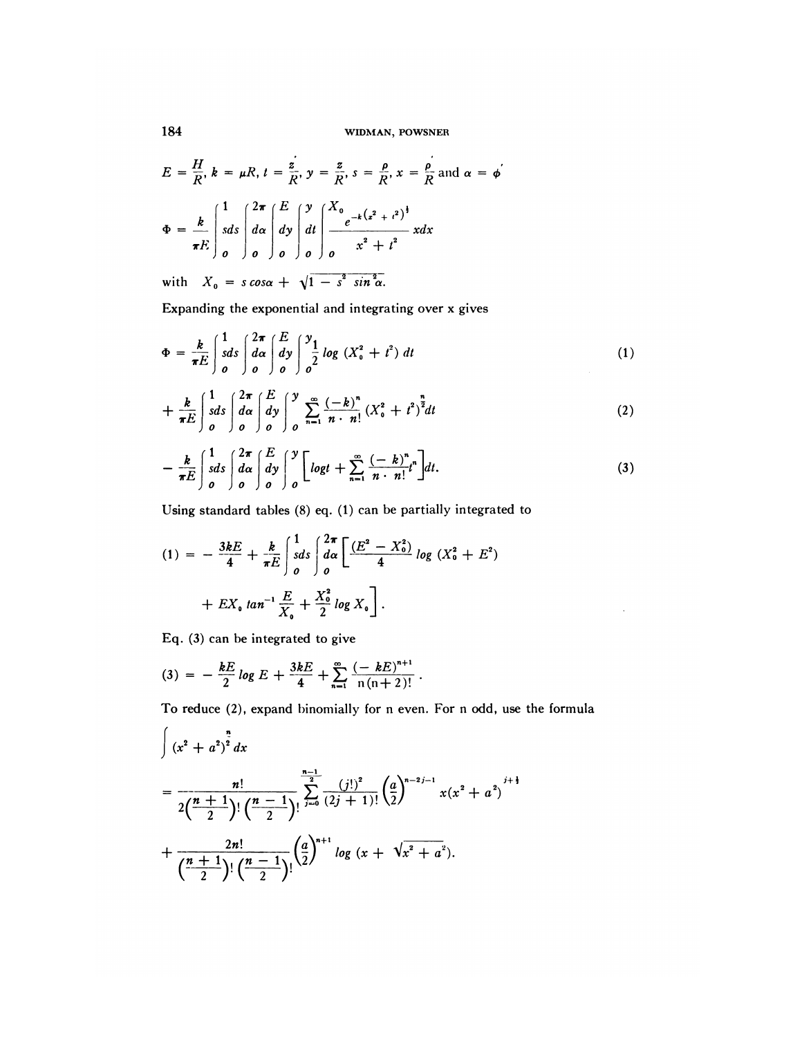$$E = \frac{H}{R},\; k = \mu R,\; t = \frac{z'}{R},\; y = \frac{z}{R},\; s = \frac{\rho}{R},\; x = \frac{\rho'}{R} \text{ and } \alpha = \phi'$$

$$\Phi = \frac{k}{\pi E}\int_0^1 sds \int_0^{2\pi} d\alpha \int_0^E dy \int_0^y dt \int_0^{X_0} \frac{e^{-k(x^2+t^2)^{\frac{1}{2}}}}{x^2+t^2} xdx$$

with $X_0 = s\cos\alpha + \sqrt{1 - s^2 \sin^2\alpha}$.

Expanding the exponential and integrating over x gives

$$\Phi = \frac{k}{\pi E}\int_0^1 sds \int_0^{2\pi} d\alpha \int_0^E dy \int_0^y \frac{1}{2} \log (X_0^2 + t^2)\, dt \tag{1}$$

$$+ \frac{k}{\pi E}\int_0^1 sds \int_0^{2\pi} d\alpha \int_0^E dy \int_0^y \sum_{n=1}^{\infty} \frac{(-k)^n}{n \cdot n!} (X_0^2 + t^2)^{\frac{n}{2}} dt \tag{2}$$

$$- \frac{k}{\pi E}\int_0^1 sds \int_0^{2\pi} d\alpha \int_0^E dy \int_0^y \left[ \log t + \sum_{n=1}^{\infty} \frac{(-k)^n}{n \cdot n!} t^n \right] dt. \tag{3}$$

Using standard tables (8) eq. (1) can be partially integrated to

$$(1) = -\frac{3kE}{4} + \frac{k}{\pi E}\int_0^1 sds \int_0^{2\pi} d\alpha \left[ \frac{(E^2 - X_0^2)}{4} \log (X_0^2 + E^2) + EX_0 \tan^{-1}\frac{E}{X_0} + \frac{X_0^2}{2}\log X_0 \right].$$

Eq. (3) can be integrated to give

$$(3) = -\frac{kE}{2}\log E + \frac{3kE}{4} + \sum_{n=1}^{\infty} \frac{(-kE)^{n+1}}{n(n+2)!}.$$

To reduce (2), expand binomially for n even. For n odd, use the formula

$$\int (x^2 + a^2)^{\frac{n}{2}} dx$$

$$= \frac{n!}{2\left(\frac{n+1}{2}\right)!\left(\frac{n-1}{2}\right)!} \sum_{j=0}^{\frac{n-1}{2}} \frac{(j!)^2}{(2j+1)!} \left(\frac{a}{2}\right)^{n-2j-1} x(x^2+a^2)^{j+\frac{1}{2}}$$

$$+ \frac{2n!}{\left(\frac{n+1}{2}\right)!\left(\frac{n-1}{2}\right)!} \left(\frac{a}{2}\right)^{n+1} \log (x + \sqrt{x^2 + a^2}).$$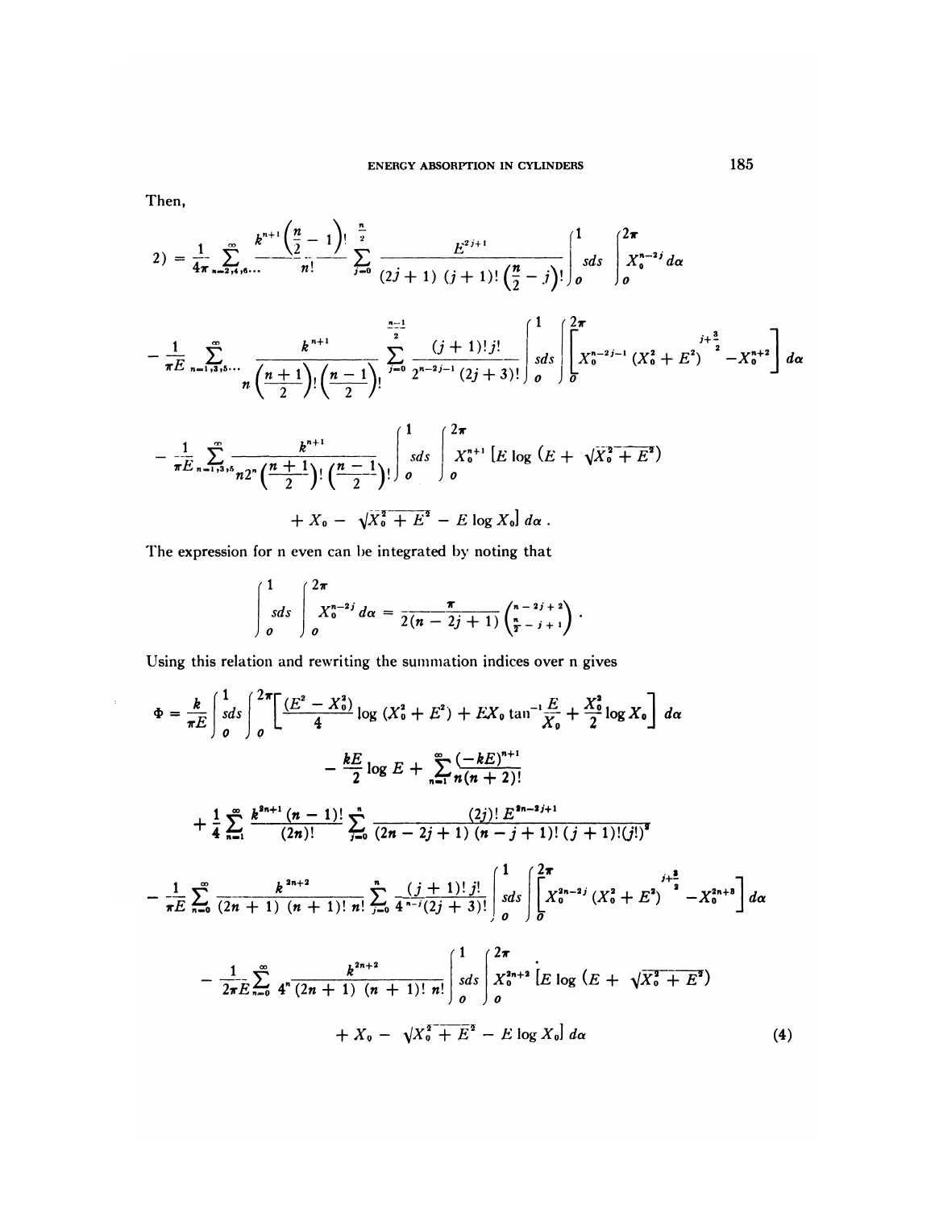Then,

$$
2) = \frac{1}{4\pi} \sum_{n=2,4,6\ldots}^{\infty} \frac{k^{n+1}\left(\frac{n}{2}-1\right)!}{n!} \sum_{j=0}^{\frac{n}{2}} \frac{E^{2j+1}}{(2j+1)\,(j+1)!\left(\frac{n}{2}-j\right)!} \int_0^1 sds \int_0^{2\pi} X_0^{n-2j}\, d\alpha
$$

$$
- \frac{1}{\pi E} \sum_{n=1,3,5\ldots}^{\infty} \frac{k^{n+1}}{n\left(\frac{n+1}{2}\right)!\left(\frac{n-1}{2}\right)!} \sum_{j=0}^{\frac{n-1}{2}} \frac{(j+1)!\,j!}{2^{n-2j-1}\,(2j+3)!} \int_0^1 sds \int_0^{2\pi} \left[ X_0^{n-2j-1}\,(X_0^2+E^2)^{j+\frac{3}{2}} - X_0^{n+2} \right] d\alpha
$$

$$
- \frac{1}{\pi E} \sum_{n=1,3,5}^{\infty} \frac{k^{n+1}}{n 2^n \left(\frac{n+1}{2}\right)!\left(\frac{n-1}{2}\right)!} \int_0^1 sds \int_0^{2\pi} X_0^{n+1}\left[E \log\left(E + \sqrt{X_0^2+E^2}\right)\right.
$$

$$
\left. + X_0 - \sqrt{X_0^2+E^2} - E \log X_0\right] d\alpha .
$$

The expression for n even can be integrated by noting that

$$
\int_0^1 sds \int_0^{2\pi} X_0^{n-2j}\, d\alpha = \frac{\pi}{2(n-2j+1)} \binom{n-2j+2}{\frac{n}{2}-j+1} .
$$

Using this relation and rewriting the summation indices over n gives

$$
\Phi = \frac{k}{\pi E} \int_0^1 sds \int_0^{2\pi} \left[ \frac{(E^2 - X_0^2)}{4} \log (X_0^2 + E^2) + E X_0 \tan^{-1}\frac{E}{X_0} + \frac{X_0^2}{2} \log X_0 \right] d\alpha
$$

$$
- \frac{kE}{2} \log E + \sum_{n=1}^{\infty} \frac{(-kE)^{n+1}}{n(n+2)!}
$$

$$
+ \frac{1}{4} \sum_{n=1}^{\infty} \frac{k^{2n+1}\,(n-1)!}{(2n)!} \sum_{j=0}^{n} \frac{(2j)!\, E^{2n-2j+1}}{(2n-2j+1)\,(n-j+1)!\,(j+1)!(j!)^2}
$$

$$
- \frac{1}{\pi E} \sum_{n=0}^{\infty} \frac{k^{2n+2}}{(2n+1)\,(n+1)!\, n!} \sum_{j=0}^{n} \frac{(j+1)!\, j!}{4^{n-j}(2j+3)!} \int_0^1 sds \int_0^{2\pi} \left[ X_0^{2n-2j}\,(X_0^2+E^2)^{j+\frac{3}{2}} - X_0^{2n+3} \right] d\alpha
$$

$$
- \frac{1}{2\pi E} \sum_{n=0}^{\infty} \frac{k^{2n+2}}{4^n (2n+1)\,(n+1)!\, n!} \int_0^1 sds \int_0^{2\pi} X_0^{2n+2}\left[E \log\left(E + \sqrt{X_0^2+E^2}\right)\right.
$$

$$
\left. + X_0 - \sqrt{X_0^2+E^2} - E \log X_0\right] d\alpha \tag{4}
$$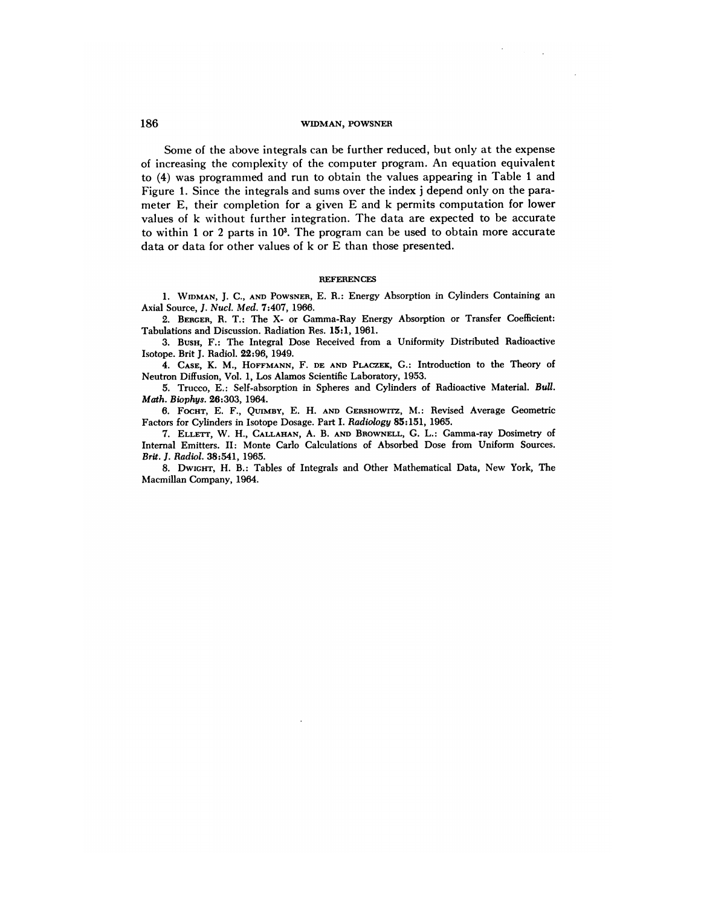Some of the above integrals can be further reduced, but only at the expense of increasing the complexity of the computer program. An equation equivalent to (4) was programmed and run to obtain the values appearing in Table 1 and Figure 1. Since the integrals and sums over the index j depend only on the parameter E, their completion for a given E and k permits computation for lower values of k without further integration. The data are expected to be accurate to within 1 or 2 parts in $10^3$. The program can be used to obtain more accurate data or data for other values of k or E than those presented.

## REFERENCES

1. WIDMAN, J. C., AND POWSNER, E. R.: Energy Absorption in Cylinders Containing an Axial Source, *J. Nucl. Med.* **7**:407, 1966.

2. BERGER, R. T.: The X- or Gamma-Ray Energy Absorption or Transfer Coefficient: Tabulations and Discussion. Radiation Res. **15**:1, 1961.

3. BUSH, F.: The Integral Dose Received from a Uniformity Distributed Radioactive Isotope. Brit J. Radiol. **22**:96, 1949.

4. CASE, K. M., HOFFMANN, F. DE AND PLACZEK, G.: Introduction to the Theory of Neutron Diffusion, Vol. 1, Los Alamos Scientific Laboratory, 1953.

5. Trucco, E.: Self-absorption in Spheres and Cylinders of Radioactive Material. *Bull. Math. Biophys.* **26**:303, 1964.

6. FOCHT, E. F., QUIMBY, E. H. AND GERSHOWITZ, M.: Revised Average Geometric Factors for Cylinders in Isotope Dosage. Part I. *Radiology* **85**:151, 1965.

7. ELLETT, W. H., CALLAHAN, A. B. AND BROWNELL, G. L.: Gamma-ray Dosimetry of Internal Emitters. II: Monte Carlo Calculations of Absorbed Dose from Uniform Sources. *Brit. J. Radiol.* **38**:541, 1965.

8. DWIGHT, H. B.: Tables of Integrals and Other Mathematical Data, New York, The Macmillan Company, 1964.